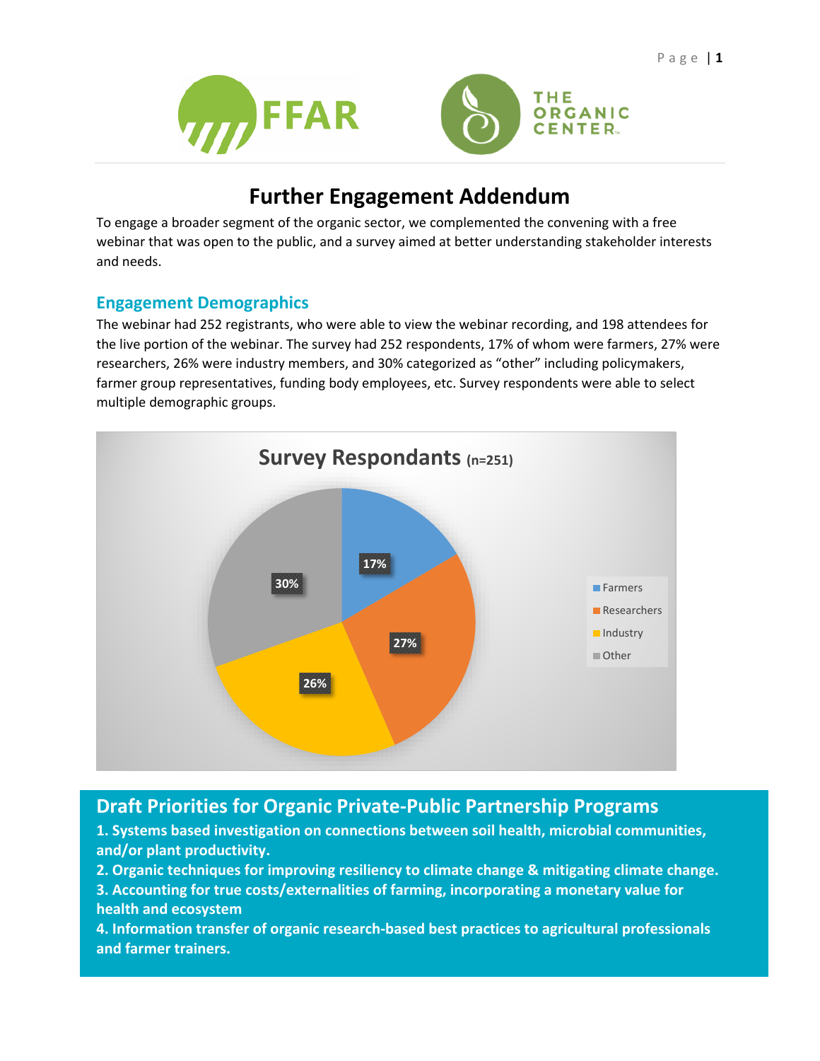# Further Engagement Addendum

To engage a broader segment of the organic sector, we complemented the convening with a free webinar that was open to the public, and a survey aimed at better understanding stakeholder interests and needs.

## Engagement Demographics

The webinar had 252 registrants, who were able to view the webinar recording, and 198 attendees for the live portion of the webinar. The survey had 252 respondents, 17% of whom were farmers, 27% were researchers, 26% were industry members, and 30% categorized as "other" including policymakers, farmer group representatives, funding body employees, etc. Survey respondents were able to select multiple demographic groups.

**Survey Respondants (n=251)**

| Group | Percentage |
| --- | --- |
| Farmers | 17% |
| Researchers | 27% |
| Industry | 26% |
| Other | 30% |

## Draft Priorities for Organic Private-Public Partnership Programs

**1. Systems based investigation on connections between soil health, microbial communities, and/or plant productivity.**
**2. Organic techniques for improving resiliency to climate change & mitigating climate change.**
**3. Accounting for true costs/externalities of farming, incorporating a monetary value for health and ecosystem**
**4. Information transfer of organic research-based best practices to agricultural professionals and farmer trainers.**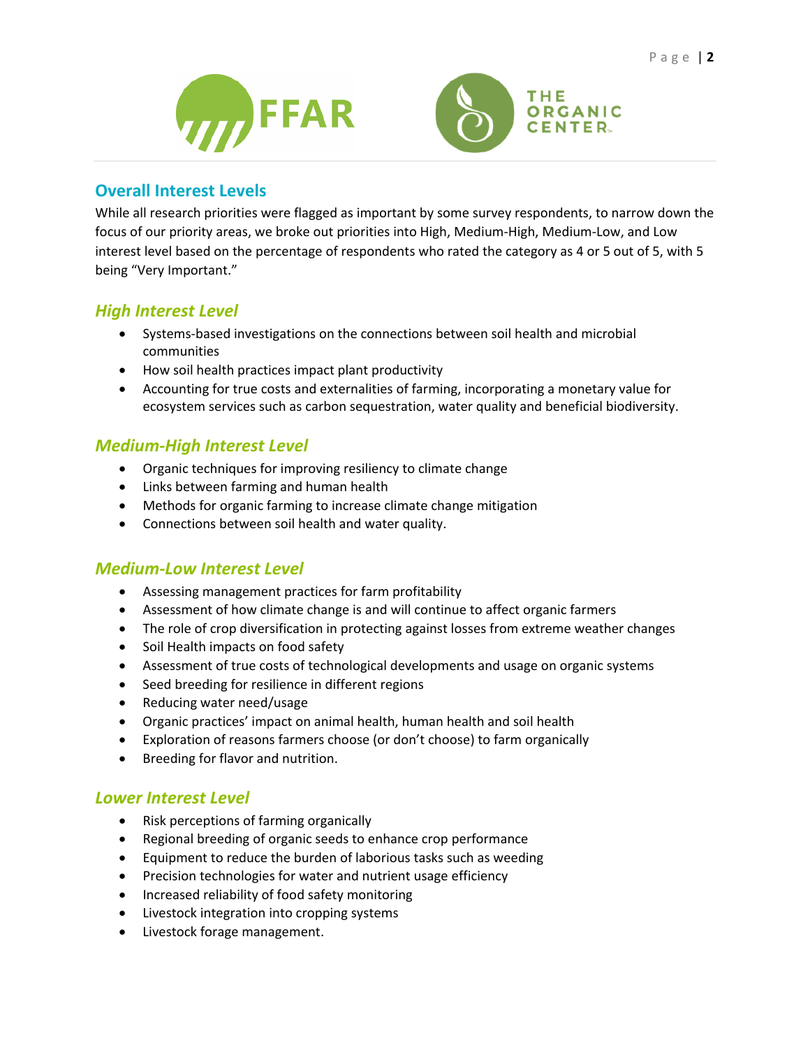## Overall Interest Levels

While all research priorities were flagged as important by some survey respondents, to narrow down the focus of our priority areas, we broke out priorities into High, Medium-High, Medium-Low, and Low interest level based on the percentage of respondents who rated the category as 4 or 5 out of 5, with 5 being "Very Important."

### *High Interest Level*

- Systems-based investigations on the connections between soil health and microbial communities
- How soil health practices impact plant productivity
- Accounting for true costs and externalities of farming, incorporating a monetary value for ecosystem services such as carbon sequestration, water quality and beneficial biodiversity.

### *Medium-High Interest Level*

- Organic techniques for improving resiliency to climate change
- Links between farming and human health
- Methods for organic farming to increase climate change mitigation
- Connections between soil health and water quality.

### *Medium-Low Interest Level*

- Assessing management practices for farm profitability
- Assessment of how climate change is and will continue to affect organic farmers
- The role of crop diversification in protecting against losses from extreme weather changes
- Soil Health impacts on food safety
- Assessment of true costs of technological developments and usage on organic systems
- Seed breeding for resilience in different regions
- Reducing water need/usage
- Organic practices' impact on animal health, human health and soil health
- Exploration of reasons farmers choose (or don't choose) to farm organically
- Breeding for flavor and nutrition.

### *Lower Interest Level*

- Risk perceptions of farming organically
- Regional breeding of organic seeds to enhance crop performance
- Equipment to reduce the burden of laborious tasks such as weeding
- Precision technologies for water and nutrient usage efficiency
- Increased reliability of food safety monitoring
- Livestock integration into cropping systems
- Livestock forage management.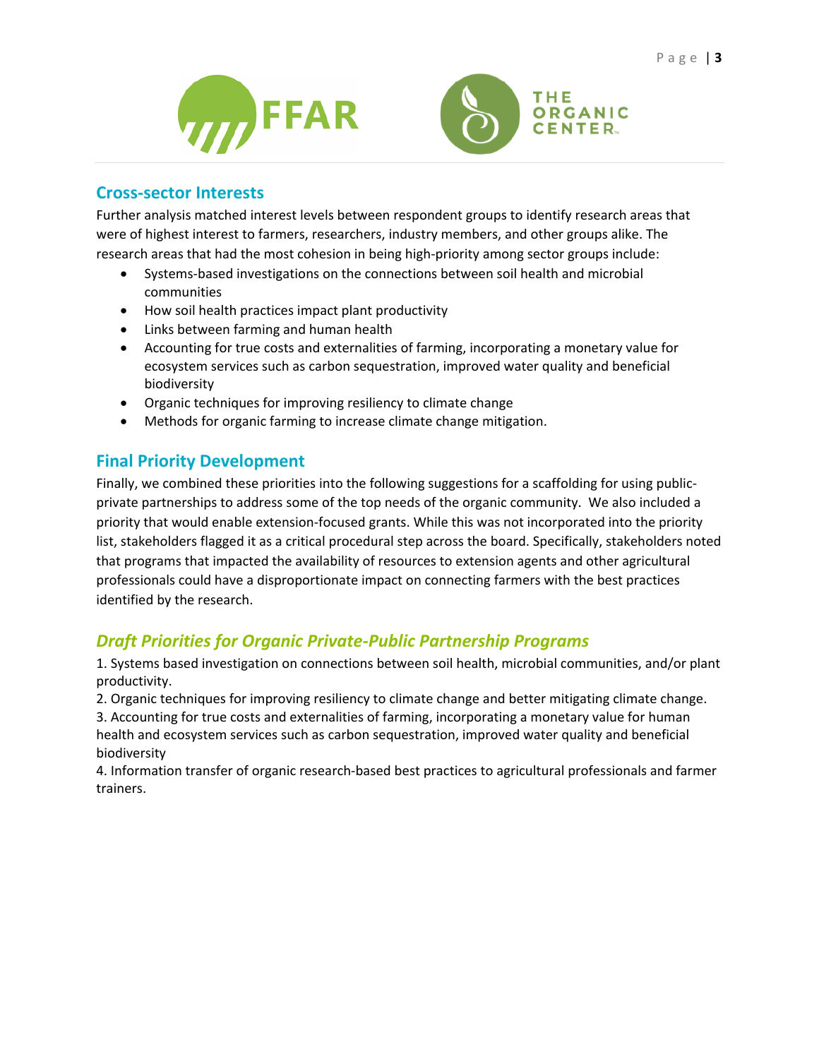## Cross-sector Interests

Further analysis matched interest levels between respondent groups to identify research areas that were of highest interest to farmers, researchers, industry members, and other groups alike. The research areas that had the most cohesion in being high-priority among sector groups include:

- Systems-based investigations on the connections between soil health and microbial communities
- How soil health practices impact plant productivity
- Links between farming and human health
- Accounting for true costs and externalities of farming, incorporating a monetary value for ecosystem services such as carbon sequestration, improved water quality and beneficial biodiversity
- Organic techniques for improving resiliency to climate change
- Methods for organic farming to increase climate change mitigation.

## Final Priority Development

Finally, we combined these priorities into the following suggestions for a scaffolding for using public-private partnerships to address some of the top needs of the organic community. We also included a priority that would enable extension-focused grants. While this was not incorporated into the priority list, stakeholders flagged it as a critical procedural step across the board. Specifically, stakeholders noted that programs that impacted the availability of resources to extension agents and other agricultural professionals could have a disproportionate impact on connecting farmers with the best practices identified by the research.

### *Draft Priorities for Organic Private-Public Partnership Programs*

1. Systems based investigation on connections between soil health, microbial communities, and/or plant productivity.
2. Organic techniques for improving resiliency to climate change and better mitigating climate change.
3. Accounting for true costs and externalities of farming, incorporating a monetary value for human health and ecosystem services such as carbon sequestration, improved water quality and beneficial biodiversity
4. Information transfer of organic research-based best practices to agricultural professionals and farmer trainers.